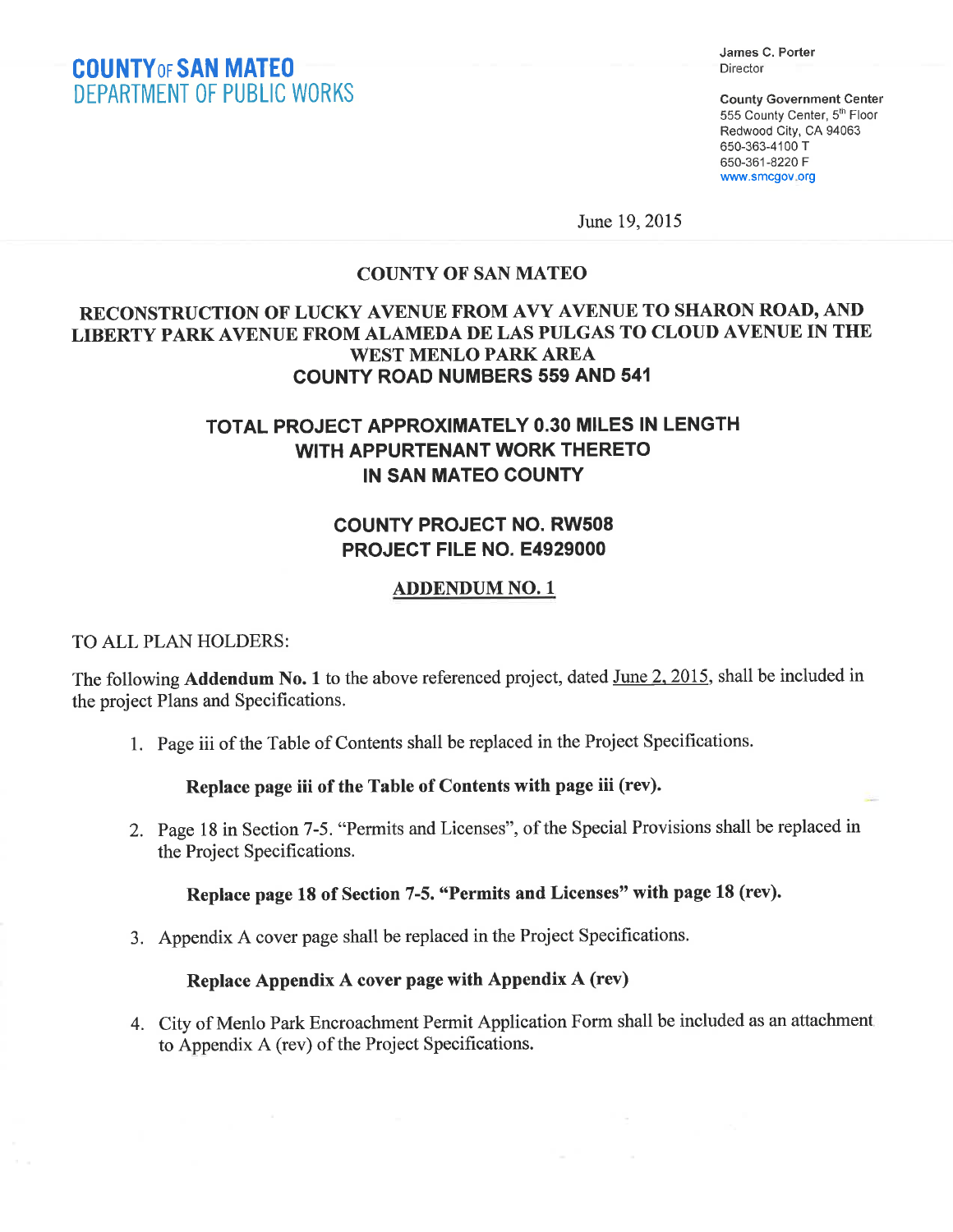**COUNTY OF SAN MATEO**
**DEPARTMENT OF PUBLIC WORKS**

James C. Porter
Director

**County Government Center**
555 County Center, 5th Floor
Redwood City, CA 94063
650-363-4100 T
650-361-8220 F
www.smcgov.org

June 19, 2015

## COUNTY OF SAN MATEO

## RECONSTRUCTION OF LUCKY AVENUE FROM AVY AVENUE TO SHARON ROAD, AND LIBERTY PARK AVENUE FROM ALAMEDA DE LAS PULGAS TO CLOUD AVENUE IN THE WEST MENLO PARK AREA
## COUNTY ROAD NUMBERS 559 AND 541

## TOTAL PROJECT APPROXIMATELY 0.30 MILES IN LENGTH WITH APPURTENANT WORK THERETO IN SAN MATEO COUNTY

## COUNTY PROJECT NO. RW508
## PROJECT FILE NO. E4929000

## ADDENDUM NO. 1

TO ALL PLAN HOLDERS:

The following **Addendum No. 1** to the above referenced project, dated June 2, 2015, shall be included in the project Plans and Specifications.

1. Page iii of the Table of Contents shall be replaced in the Project Specifications.

   **Replace page iii of the Table of Contents with page iii (rev).**

2. Page 18 in Section 7-5. "Permits and Licenses", of the Special Provisions shall be replaced in the Project Specifications.

   **Replace page 18 of Section 7-5. "Permits and Licenses" with page 18 (rev).**

3. Appendix A cover page shall be replaced in the Project Specifications.

   **Replace Appendix A cover page with Appendix A (rev)**

4. City of Menlo Park Encroachment Permit Application Form shall be included as an attachment to Appendix A (rev) of the Project Specifications.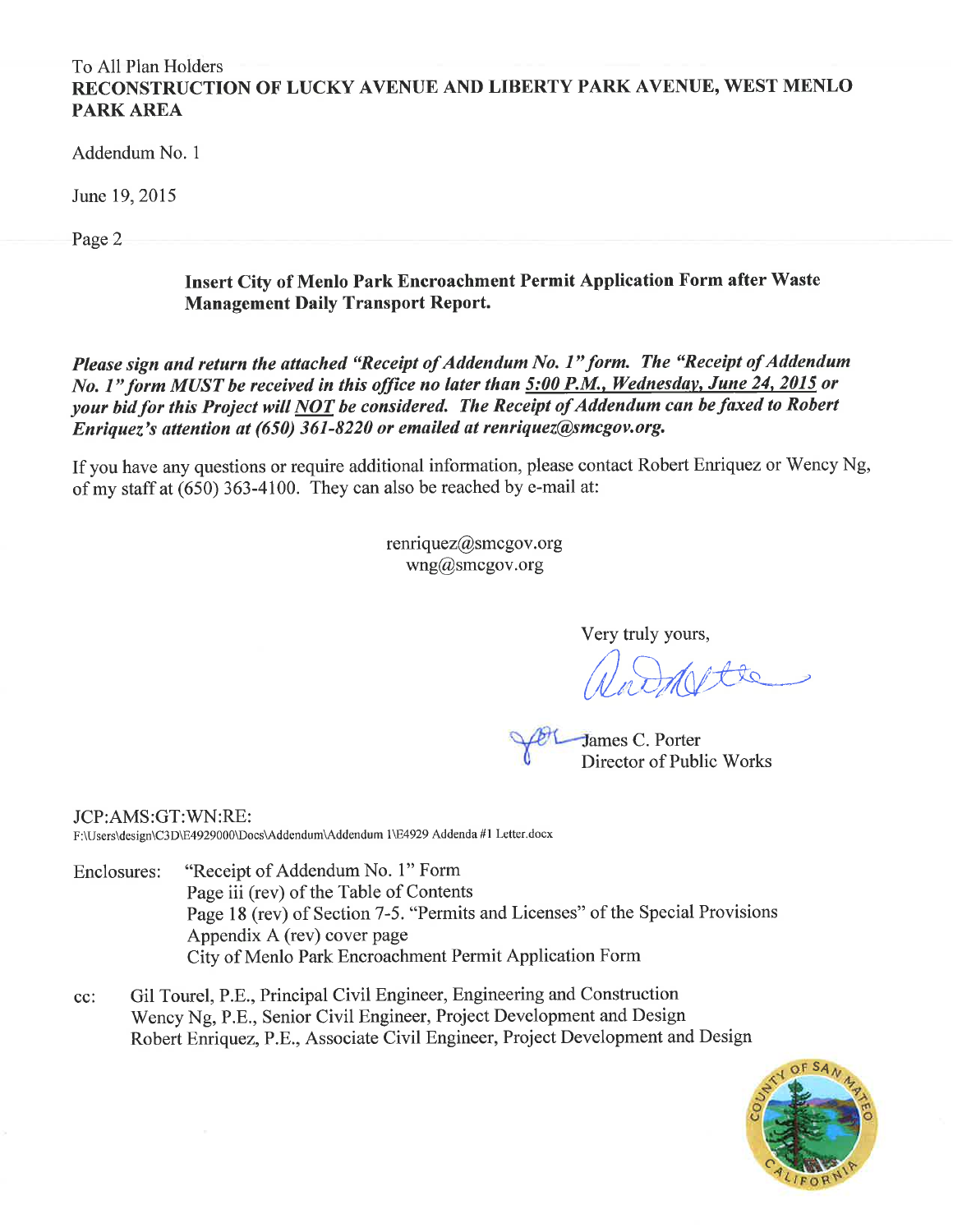To All Plan Holders
**RECONSTRUCTION OF LUCKY AVENUE AND LIBERTY PARK AVENUE, WEST MENLO PARK AREA**

Addendum No. 1

June 19, 2015

**Insert City of Menlo Park Encroachment Permit Application Form after Waste Management Daily Transport Report.**

***Please sign and return the attached "Receipt of Addendum No. 1" form. The "Receipt of Addendum No. 1" form MUST be received in this office no later than 5:00 P.M., Wednesday, June 24, 2015 or your bid for this Project will NOT be considered. The Receipt of Addendum can be faxed to Robert Enriquez's attention at (650) 361-8220 or emailed at renriquez@smcgov.org.***

If you have any questions or require additional information, please contact Robert Enriquez or Wency Ng, of my staff at (650) 363-4100. They can also be reached by e-mail at:

renriquez@smcgov.org
wng@smcgov.org

Very truly yours,

James C. Porter
Director of Public Works

JCP:AMS:GT:WN:RE:
F:\Users\design\C3D\E4929000\Docs\Addendum\Addendum 1\E4929 Addenda #1 Letter.docx

Enclosures:
- "Receipt of Addendum No. 1" Form
- Page iii (rev) of the Table of Contents
- Page 18 (rev) of Section 7-5. "Permits and Licenses" of the Special Provisions
- Appendix A (rev) cover page
- City of Menlo Park Encroachment Permit Application Form

cc:
- Gil Tourel, P.E., Principal Civil Engineer, Engineering and Construction
- Wency Ng, P.E., Senior Civil Engineer, Project Development and Design
- Robert Enriquez, P.E., Associate Civil Engineer, Project Development and Design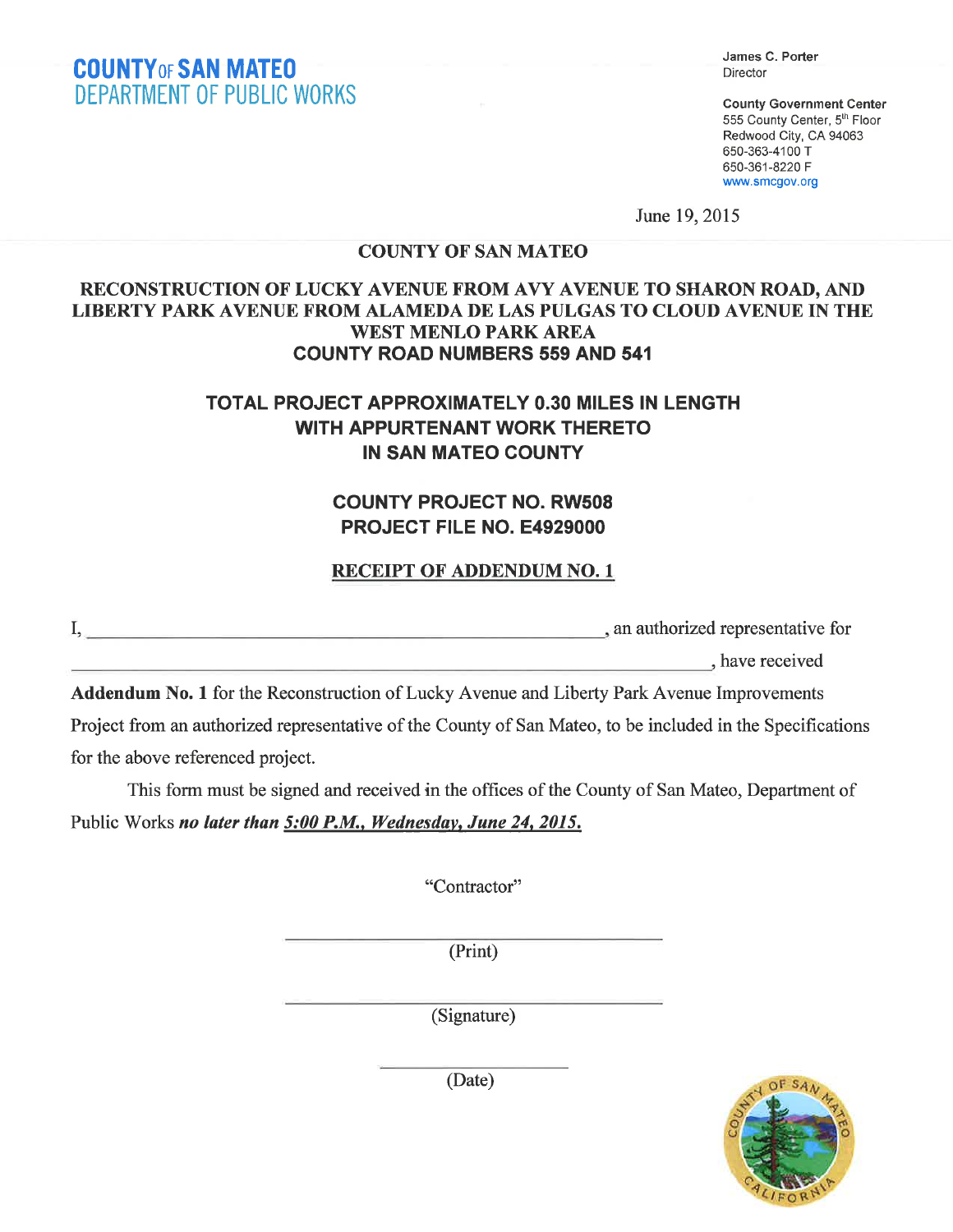**COUNTY OF SAN MATEO**
**DEPARTMENT OF PUBLIC WORKS**

**James C. Porter**
Director

**County Government Center**
555 County Center, 5th Floor
Redwood City, CA 94063
650-363-4100 T
650-361-8220 F
www.smcgov.org

June 19, 2015

## COUNTY OF SAN MATEO

## RECONSTRUCTION OF LUCKY AVENUE FROM AVY AVENUE TO SHARON ROAD, AND LIBERTY PARK AVENUE FROM ALAMEDA DE LAS PULGAS TO CLOUD AVENUE IN THE WEST MENLO PARK AREA
## COUNTY ROAD NUMBERS 559 AND 541

## TOTAL PROJECT APPROXIMATELY 0.30 MILES IN LENGTH WITH APPURTENANT WORK THERETO IN SAN MATEO COUNTY

## COUNTY PROJECT NO. RW508
## PROJECT FILE NO. E4929000

## RECEIPT OF ADDENDUM NO. 1

I, ______________________________________________, an authorized representative for ______________________________________________, have received **Addendum No. 1** for the Reconstruction of Lucky Avenue and Liberty Park Avenue Improvements Project from an authorized representative of the County of San Mateo, to be included in the Specifications for the above referenced project.

This form must be signed and received in the offices of the County of San Mateo, Department of Public Works ***no later than*** ***5:00 P.M., Wednesday, June 24, 2015.***

"Contractor"

______________________________
(Print)

______________________________
(Signature)

____________________
(Date)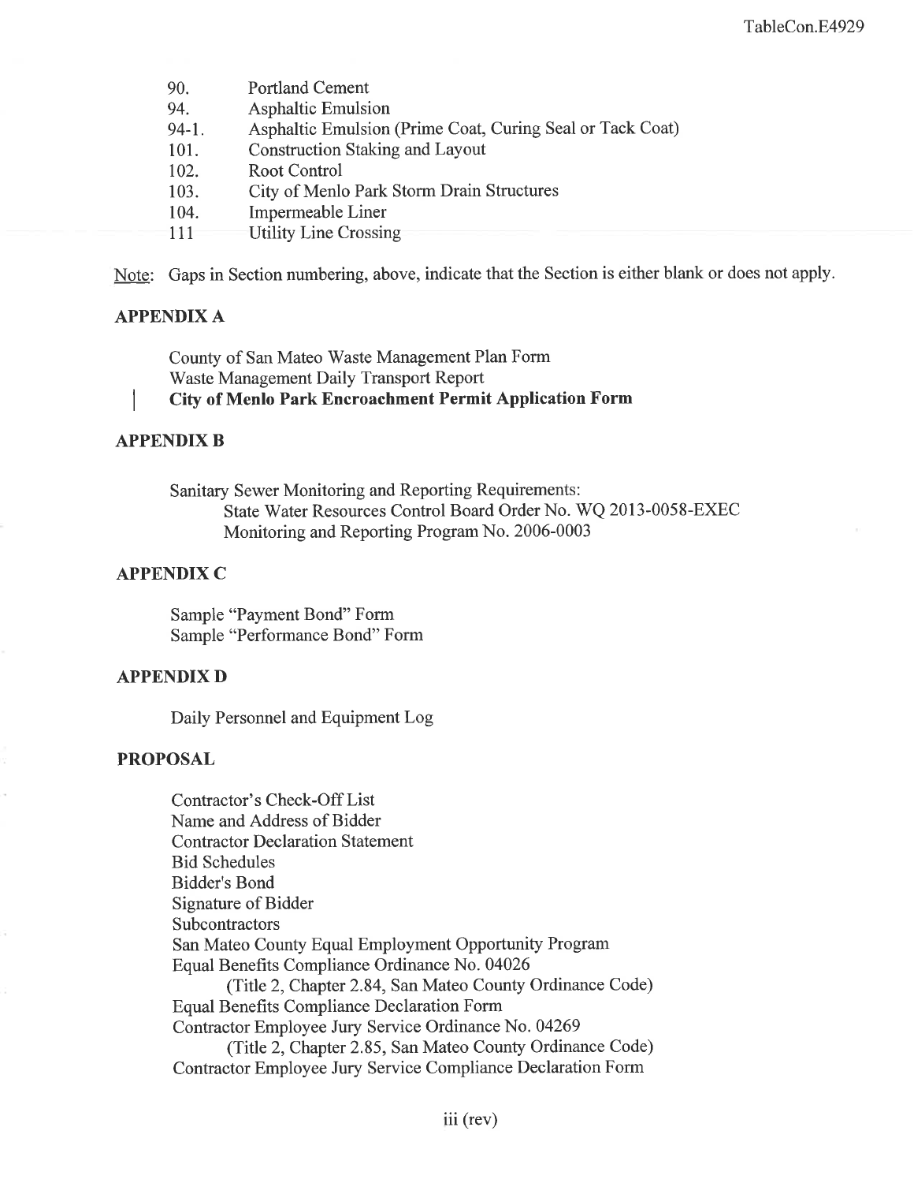90. Portland Cement
94. Asphaltic Emulsion
94-1. Asphaltic Emulsion (Prime Coat, Curing Seal or Tack Coat)
101. Construction Staking and Layout
102. Root Control
103. City of Menlo Park Storm Drain Structures
104. Impermeable Liner
111 Utility Line Crossing

Note: Gaps in Section numbering, above, indicate that the Section is either blank or does not apply.

## APPENDIX A

County of San Mateo Waste Management Plan Form
Waste Management Daily Transport Report
**City of Menlo Park Encroachment Permit Application Form**

## APPENDIX B

Sanitary Sewer Monitoring and Reporting Requirements:
State Water Resources Control Board Order No. WQ 2013-0058-EXEC
Monitoring and Reporting Program No. 2006-0003

## APPENDIX C

Sample "Payment Bond" Form
Sample "Performance Bond" Form

## APPENDIX D

Daily Personnel and Equipment Log

## PROPOSAL

Contractor's Check-Off List
Name and Address of Bidder
Contractor Declaration Statement
Bid Schedules
Bidder's Bond
Signature of Bidder
Subcontractors
San Mateo County Equal Employment Opportunity Program
Equal Benefits Compliance Ordinance No. 04026
(Title 2, Chapter 2.84, San Mateo County Ordinance Code)
Equal Benefits Compliance Declaration Form
Contractor Employee Jury Service Ordinance No. 04269
(Title 2, Chapter 2.85, San Mateo County Ordinance Code)
Contractor Employee Jury Service Compliance Declaration Form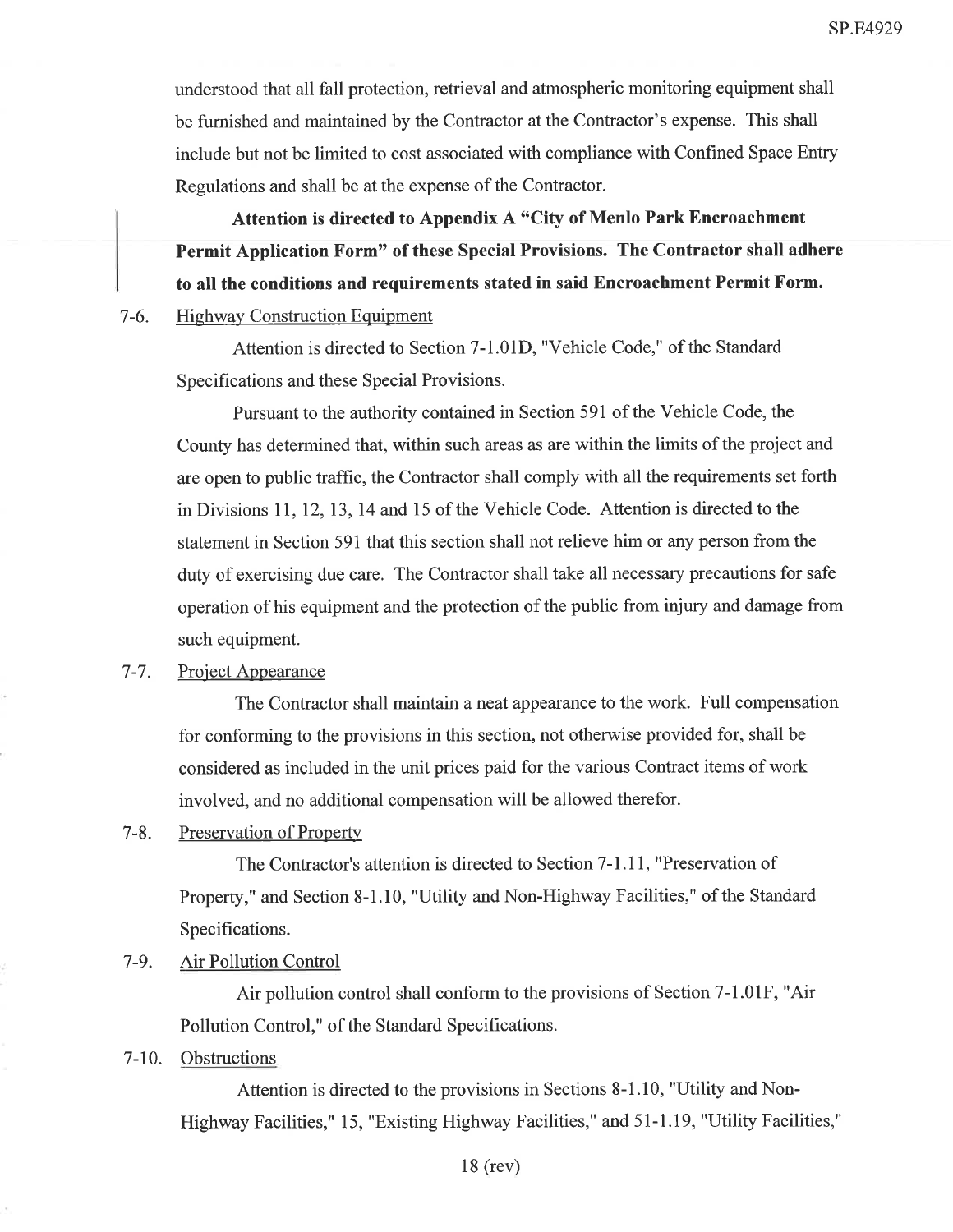understood that all fall protection, retrieval and atmospheric monitoring equipment shall be furnished and maintained by the Contractor at the Contractor's expense. This shall include but not be limited to cost associated with compliance with Confined Space Entry Regulations and shall be at the expense of the Contractor.

**Attention is directed to Appendix A "City of Menlo Park Encroachment Permit Application Form" of these Special Provisions. The Contractor shall adhere to all the conditions and requirements stated in said Encroachment Permit Form.**

7-6. Highway Construction Equipment

Attention is directed to Section 7-1.01D, "Vehicle Code," of the Standard Specifications and these Special Provisions.

Pursuant to the authority contained in Section 591 of the Vehicle Code, the County has determined that, within such areas as are within the limits of the project and are open to public traffic, the Contractor shall comply with all the requirements set forth in Divisions 11, 12, 13, 14 and 15 of the Vehicle Code. Attention is directed to the statement in Section 591 that this section shall not relieve him or any person from the duty of exercising due care. The Contractor shall take all necessary precautions for safe operation of his equipment and the protection of the public from injury and damage from such equipment.

7-7. Project Appearance

The Contractor shall maintain a neat appearance to the work. Full compensation for conforming to the provisions in this section, not otherwise provided for, shall be considered as included in the unit prices paid for the various Contract items of work involved, and no additional compensation will be allowed therefor.

7-8. Preservation of Property

The Contractor's attention is directed to Section 7-1.11, "Preservation of Property," and Section 8-1.10, "Utility and Non-Highway Facilities," of the Standard Specifications.

7-9. Air Pollution Control

Air pollution control shall conform to the provisions of Section 7-1.01F, "Air Pollution Control," of the Standard Specifications.

7-10. Obstructions

Attention is directed to the provisions in Sections 8-1.10, "Utility and Non-Highway Facilities," 15, "Existing Highway Facilities," and 51-1.19, "Utility Facilities,"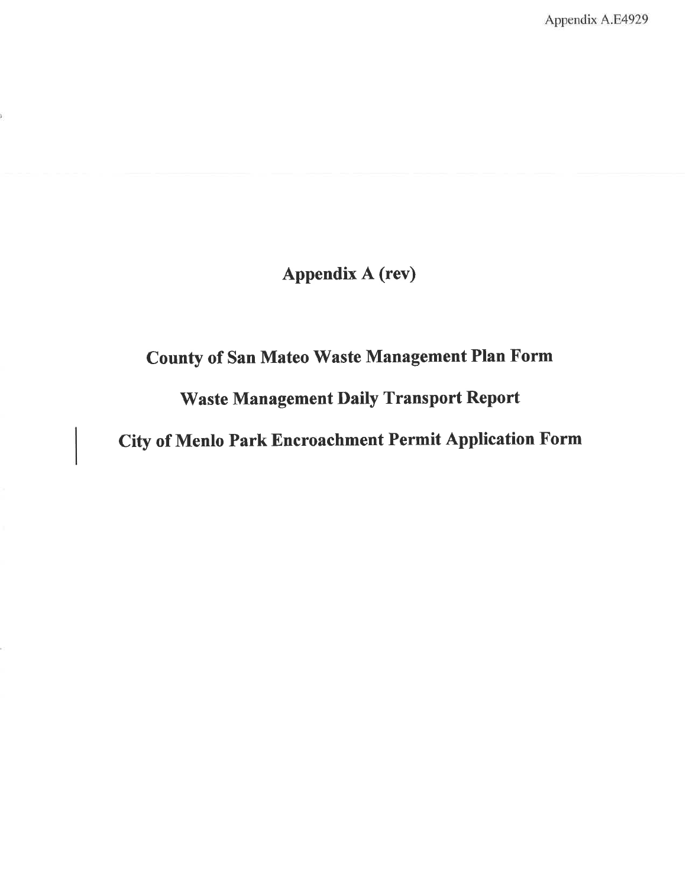# Appendix A (rev)

## County of San Mateo Waste Management Plan Form

## Waste Management Daily Transport Report

## City of Menlo Park Encroachment Permit Application Form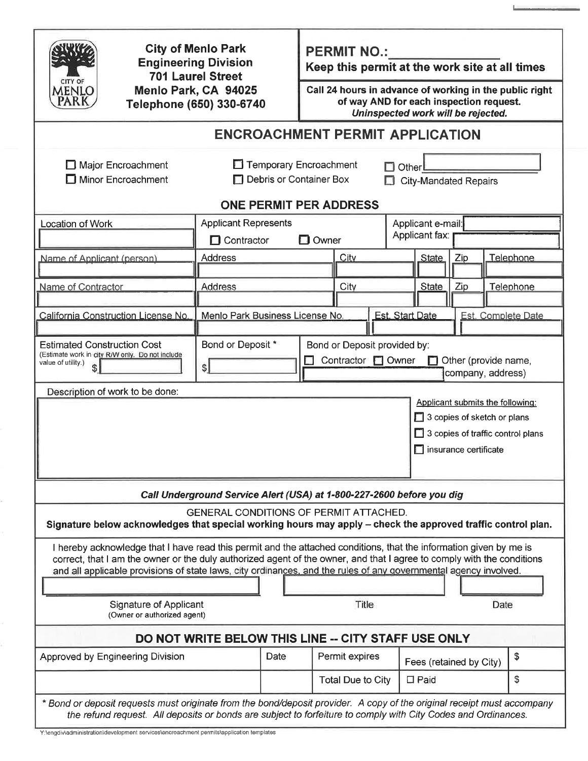**City of Menlo Park**
**Engineering Division**
**701 Laurel Street**
**Menlo Park, CA 94025**
**Telephone (650) 330-6740**

**PERMIT NO.:**\_\_\_\_\_\_\_\_\_\_\_\_\_\_\_
**Keep this permit at the work site at all times**

**Call 24 hours in advance of working in the public right of way AND for each inspection request.**
***Uninspected work will be rejected.***

# ENCROACHMENT PERMIT APPLICATION

☐ Major Encroachment ☐ Temporary Encroachment ☐ Other
☐ Minor Encroachment ☐ Debris or Container Box ☐ City-Mandated Repairs

**ONE PERMIT PER ADDRESS**

| Location of Work | Applicant Represents ☐ Contractor ☐ Owner | | | Applicant e-mail: Applicant fax: | |
|---|---|---|---|---|---|
| Name of Applicant (person) | Address | City | State | Zip | Telephone |
| Name of Contractor | Address | City | State | Zip | Telephone |
| California Construction License No. | Menlo Park Business License No. | Est. Start Date | | Est. Complete Date | |

| Estimated Construction Cost (Estimate work in city R/W only. Do not include value of utility.) $ | Bond or Deposit * $ | Bond or Deposit provided by: ☐ Contractor ☐ Owner ☐ Other (provide name, company, address) |
|---|---|---|

Description of work to be done:

Applicant submits the following:
- ☐ 3 copies of sketch or plans
- ☐ 3 copies of traffic control plans
- ☐ insurance certificate

***Call Underground Service Alert (USA) at 1-800-227-2600 before you dig***

GENERAL CONDITIONS OF PERMIT ATTACHED.
**Signature below acknowledges that special working hours may apply – check the approved traffic control plan.**

I hereby acknowledge that I have read this permit and the attached conditions, that the information given by me is correct, that I am the owner or the duly authorized agent of the owner, and that I agree to comply with the conditions and all applicable provisions of state laws, city ordinances, and the rules of any governmental agency involved.

| Signature of Applicant (Owner or authorized agent) | Title | Date |
|---|---|---|

## DO NOT WRITE BELOW THIS LINE -- CITY STAFF USE ONLY

| Approved by Engineering Division | Date | Permit expires | Fees (retained by City) | $ |
|---|---|---|---|---|
| | | Total Due to City | ☐ Paid | $ |

*\* Bond or deposit requests must originate from the bond/deposit provider. A copy of the original receipt must accompany the refund request. All deposits or bonds are subject to forfeiture to comply with City Codes and Ordinances.*

Y:\engdiv\administration\development services\encroachment permits\application templates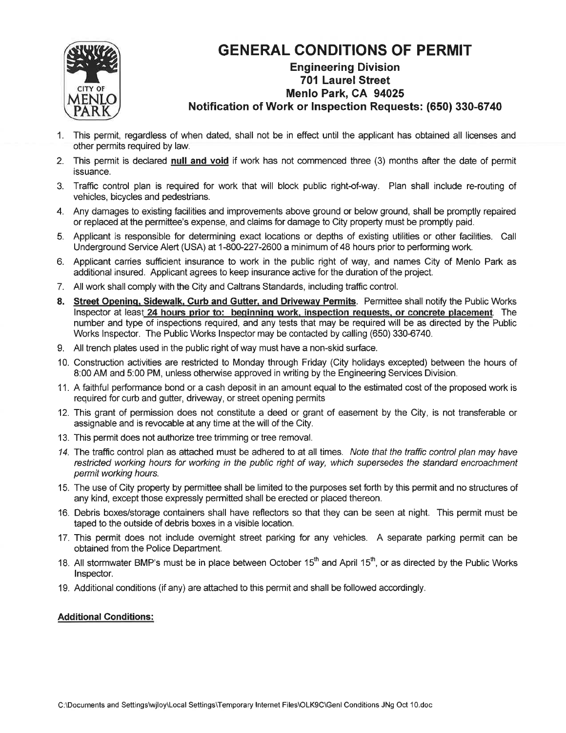# GENERAL CONDITIONS OF PERMIT

**Engineering Division**
**701 Laurel Street**
**Menlo Park, CA 94025**
**Notification of Work or Inspection Requests: (650) 330-6740**

1. This permit, regardless of when dated, shall not be in effect until the applicant has obtained all licenses and other permits required by law.
2. This permit is declared **null and void** if work has not commenced three (3) months after the date of permit issuance.
3. Traffic control plan is required for work that will block public right-of-way. Plan shall include re-routing of vehicles, bicycles and pedestrians.
4. Any damages to existing facilities and improvements above ground or below ground, shall be promptly repaired or replaced at the permittee's expense, and claims for damage to City property must be promptly paid.
5. Applicant is responsible for determining exact locations or depths of existing utilities or other facilities. Call Underground Service Alert (USA) at 1-800-227-2600 a minimum of 48 hours prior to performing work.
6. Applicant carries sufficient insurance to work in the public right of way, and names City of Menlo Park as additional insured. Applicant agrees to keep insurance active for the duration of the project.
7. All work shall comply with the City and Caltrans Standards, including traffic control.
8. **Street Opening, Sidewalk, Curb and Gutter, and Driveway Permits**. Permittee shall notify the Public Works Inspector at least **24 hours prior to: beginning work, inspection requests, or concrete placement**. The number and type of inspections required, and any tests that may be required will be as directed by the Public Works Inspector. The Public Works Inspector may be contacted by calling (650) 330-6740.
9. All trench plates used in the public right of way must have a non-skid surface.
10. Construction activities are restricted to Monday through Friday (City holidays excepted) between the hours of 8:00 AM and 5:00 PM, unless otherwise approved in writing by the Engineering Services Division.
11. A faithful performance bond or a cash deposit in an amount equal to the estimated cost of the proposed work is required for curb and gutter, driveway, or street opening permits
12. This grant of permission does not constitute a deed or grant of easement by the City, is not transferable or assignable and is revocable at any time at the will of the City.
13. This permit does not authorize tree trimming or tree removal.
14. The traffic control plan as attached must be adhered to at all times. *Note that the traffic control plan may have restricted working hours for working in the public right of way, which supersedes the standard encroachment permit working hours.*
15. The use of City property by permittee shall be limited to the purposes set forth by this permit and no structures of any kind, except those expressly permitted shall be erected or placed thereon.
16. Debris boxes/storage containers shall have reflectors so that they can be seen at night. This permit must be taped to the outside of debris boxes in a visible location.
17. This permit does not include overnight street parking for any vehicles. A separate parking permit can be obtained from the Police Department.
18. All stormwater BMP's must be in place between October 15th and April 15th, or as directed by the Public Works Inspector.
19. Additional conditions (if any) are attached to this permit and shall be followed accordingly.

**Additional Conditions:**

C:\Documents and Settings\wjloy\Local Settings\Temporary Internet Files\OLK9C\Genl Conditions JNg Oct 10.doc